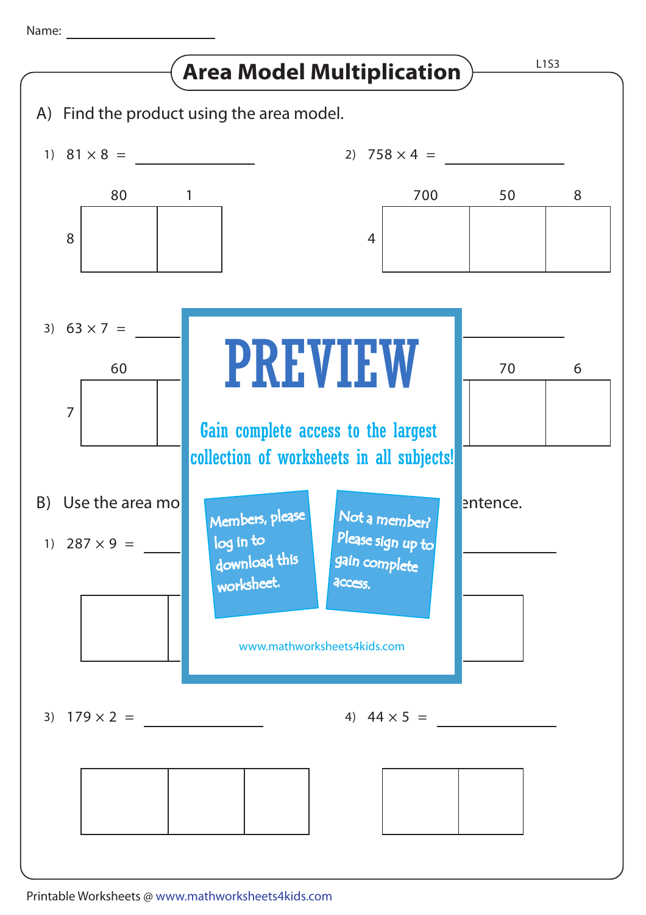Name: ____________________

# Area Model Multiplication

L1S3

A) Find the product using the area model.

1) $81 \times 8 =$ ____________

| | 80 | 1 |
|---|---|---|
| 8 | | |

2) $758 \times 4 =$ ____________

| | 700 | 50 | 8 |
|---|---|---|---|
| 4 | | | |

3) $63 \times 7 =$ ____________

| | 60 | |
|---|---|---|
| 7 | | |

| 70 | 6 |
|---|---|
| | |

PREVIEW

Gain complete access to the largest collection of worksheets in all subjects!

Members, please log in to download this worksheet.

Not a member? Please sign up to gain complete access.

www.mathworksheets4kids.com

B) Use the area mo... entence.

1) $287 \times 9 =$ ____________

3) $179 \times 2 =$ ____________

| | | |
|---|---|---|
| | | |

4) $44 \times 5 =$ ____________

| | |
|---|---|
| | |

Printable Worksheets @ www.mathworksheets4kids.com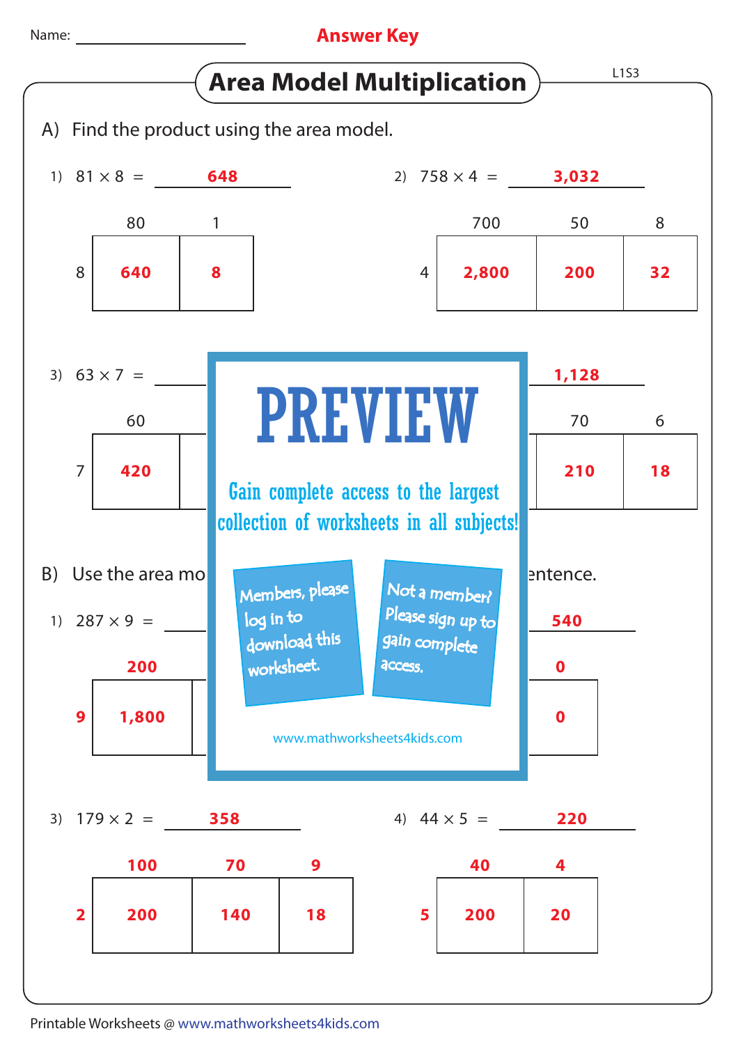Name: ____________________

**Answer Key**

# Area Model Multiplication

L1S3

A) Find the product using the area model.

1) $81 \times 8 =$ **648**

| | 80 | 1 |
|---|---|---|
| 8 | **640** | **8** |

2) $758 \times 4 =$ **3,032**

| | 700 | 50 | 8 |
|---|---|---|---|
| 4 | **2,800** | **200** | **32** |

3) $63 \times 7 =$

| | 60 | |
|---|---|---|
| 7 | **420** | |

**1,128**

| | 70 | 6 |
|---|---|---|
| | **210** | **18** |

PREVIEW

Gain complete access to the largest collection of worksheets in all subjects!

Members, please log in to download this worksheet.

Not a member? Please sign up to gain complete access.

www.mathworksheets4kids.com

B) Use the area mo... ...entence.

1) $287 \times 9 =$

| | **200** | |
|---|---|---|
| **9** | **1,800** | |

**540**

| | **0** |
|---|---|
| | **0** |

3) $179 \times 2 =$ **358**

| | **100** | **70** | **9** |
|---|---|---|---|
| **2** | **200** | **140** | **18** |

4) $44 \times 5 =$ **220**

| | **40** | **4** |
|---|---|---|
| **5** | **200** | **20** |

Printable Worksheets @ www.mathworksheets4kids.com